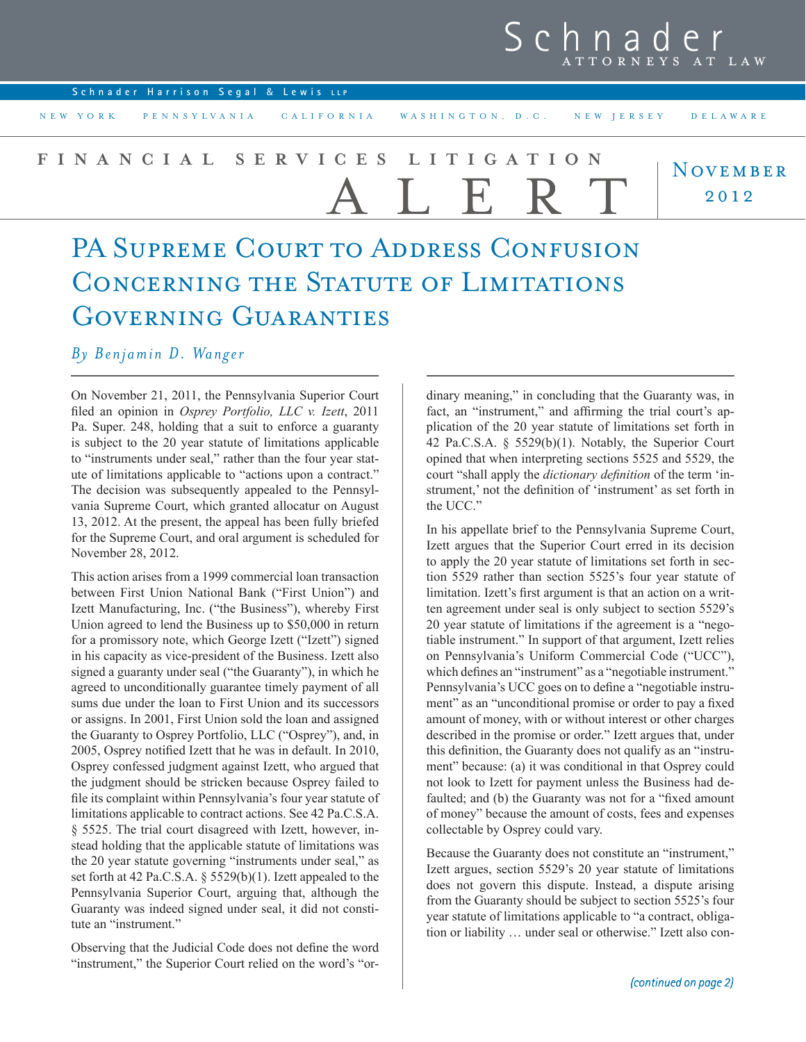Schnader ATTORNEYS AT LAW

Schnader Harrison Segal & Lewis LLP

NEW YORK PENNSYLVANIA CALIFORNIA WASHINGTON, D.C. NEW JERSEY DELAWARE

**FINANCIAL SERVICES LITIGATION ALERT**

November 2012

# PA Supreme Court to Address Confusion Concerning the Statute of Limitations Governing Guaranties

*By Benjamin D. Wanger*

On November 21, 2011, the Pennsylvania Superior Court filed an opinion in *Osprey Portfolio, LLC v. Izett*, 2011 Pa. Super. 248, holding that a suit to enforce a guaranty is subject to the 20 year statute of limitations applicable to "instruments under seal," rather than the four year statute of limitations applicable to "actions upon a contract." The decision was subsequently appealed to the Pennsylvania Supreme Court, which granted allocatur on August 13, 2012. At the present, the appeal has been fully briefed for the Supreme Court, and oral argument is scheduled for November 28, 2012.

This action arises from a 1999 commercial loan transaction between First Union National Bank ("First Union") and Izett Manufacturing, Inc. ("the Business"), whereby First Union agreed to lend the Business up to $50,000 in return for a promissory note, which George Izett ("Izett") signed in his capacity as vice-president of the Business. Izett also signed a guaranty under seal ("the Guaranty"), in which he agreed to unconditionally guarantee timely payment of all sums due under the loan to First Union and its successors or assigns. In 2001, First Union sold the loan and assigned the Guaranty to Osprey Portfolio, LLC ("Osprey"), and, in 2005, Osprey notified Izett that he was in default. In 2010, Osprey confessed judgment against Izett, who argued that the judgment should be stricken because Osprey failed to file its complaint within Pennsylvania's four year statute of limitations applicable to contract actions. See 42 Pa.C.S.A. § 5525. The trial court disagreed with Izett, however, instead holding that the applicable statute of limitations was the 20 year statute governing "instruments under seal," as set forth at 42 Pa.C.S.A. § 5529(b)(1). Izett appealed to the Pennsylvania Superior Court, arguing that, although the Guaranty was indeed signed under seal, it did not constitute an "instrument."

Observing that the Judicial Code does not define the word "instrument," the Superior Court relied on the word's "ordinary meaning," in concluding that the Guaranty was, in fact, an "instrument," and affirming the trial court's application of the 20 year statute of limitations set forth in 42 Pa.C.S.A. § 5529(b)(1). Notably, the Superior Court opined that when interpreting sections 5525 and 5529, the court "shall apply the *dictionary definition* of the term 'instrument,' not the definition of 'instrument' as set forth in the UCC."

In his appellate brief to the Pennsylvania Supreme Court, Izett argues that the Superior Court erred in its decision to apply the 20 year statute of limitations set forth in section 5529 rather than section 5525's four year statute of limitation. Izett's first argument is that an action on a written agreement under seal is only subject to section 5529's 20 year statute of limitations if the agreement is a "negotiable instrument." In support of that argument, Izett relies on Pennsylvania's Uniform Commercial Code ("UCC"), which defines an "instrument" as a "negotiable instrument." Pennsylvania's UCC goes on to define a "negotiable instrument" as an "unconditional promise or order to pay a fixed amount of money, with or without interest or other charges described in the promise or order." Izett argues that, under this definition, the Guaranty does not qualify as an "instrument" because: (a) it was conditional in that Osprey could not look to Izett for payment unless the Business had defaulted; and (b) the Guaranty was not for a "fixed amount of money" because the amount of costs, fees and expenses collectable by Osprey could vary.

Because the Guaranty does not constitute an "instrument," Izett argues, section 5529's 20 year statute of limitations does not govern this dispute. Instead, a dispute arising from the Guaranty should be subject to section 5525's four year statute of limitations applicable to "a contract, obligation or liability … under seal or otherwise." Izett also con-

*(continued on page 2)*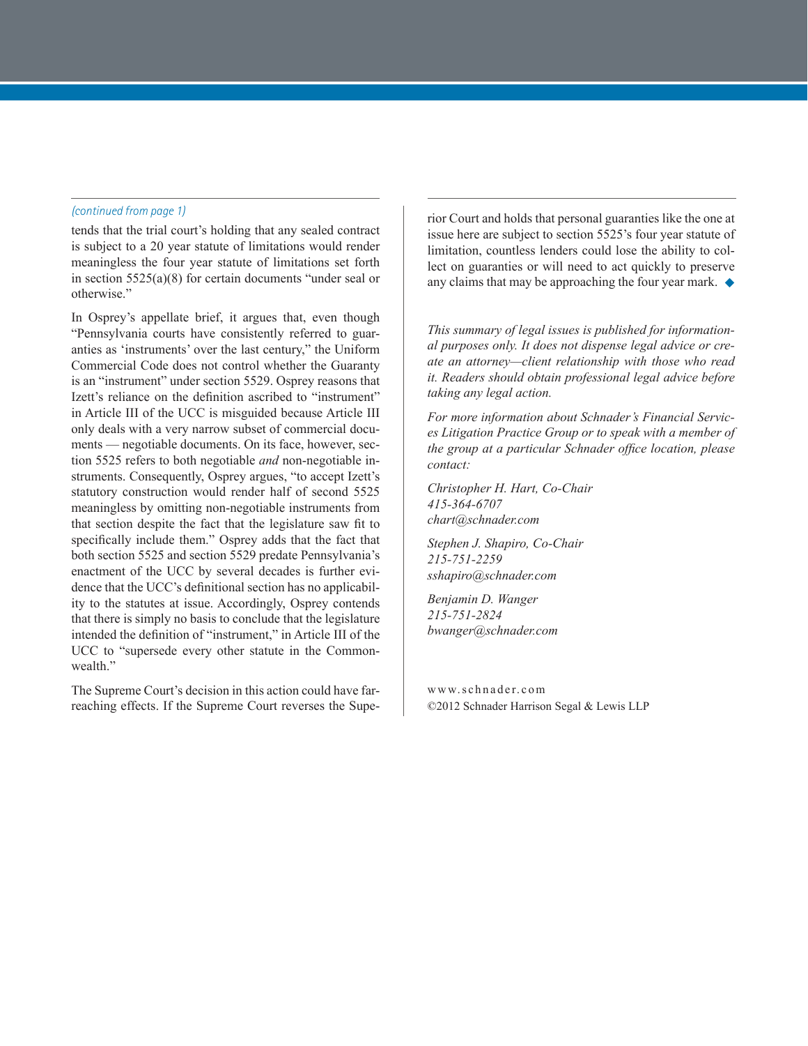*(continued from page 1)*

tends that the trial court's holding that any sealed contract is subject to a 20 year statute of limitations would render meaningless the four year statute of limitations set forth in section 5525(a)(8) for certain documents "under seal or otherwise."

In Osprey's appellate brief, it argues that, even though "Pennsylvania courts have consistently referred to guaranties as 'instruments' over the last century," the Uniform Commercial Code does not control whether the Guaranty is an "instrument" under section 5529. Osprey reasons that Izett's reliance on the definition ascribed to "instrument" in Article III of the UCC is misguided because Article III only deals with a very narrow subset of commercial documents — negotiable documents. On its face, however, section 5525 refers to both negotiable *and* non-negotiable instruments. Consequently, Osprey argues, "to accept Izett's statutory construction would render half of second 5525 meaningless by omitting non-negotiable instruments from that section despite the fact that the legislature saw fit to specifically include them." Osprey adds that the fact that both section 5525 and section 5529 predate Pennsylvania's enactment of the UCC by several decades is further evidence that the UCC's definitional section has no applicability to the statutes at issue. Accordingly, Osprey contends that there is simply no basis to conclude that the legislature intended the definition of "instrument," in Article III of the UCC to "supersede every other statute in the Commonwealth."

The Supreme Court's decision in this action could have far-reaching effects. If the Supreme Court reverses the Superior Court and holds that personal guaranties like the one at issue here are subject to section 5525's four year statute of limitation, countless lenders could lose the ability to collect on guaranties or will need to act quickly to preserve any claims that may be approaching the four year mark. ◆

*This summary of legal issues is published for informational purposes only. It does not dispense legal advice or create an attorney—client relationship with those who read it. Readers should obtain professional legal advice before taking any legal action.*

*For more information about Schnader's Financial Services Litigation Practice Group or to speak with a member of the group at a particular Schnader office location, please contact:*

*Christopher H. Hart, Co-Chair*
*415-364-6707*
*chart@schnader.com*

*Stephen J. Shapiro, Co-Chair*
*215-751-2259*
*sshapiro@schnader.com*

*Benjamin D. Wanger*
*215-751-2824*
*bwanger@schnader.com*

www.schnader.com
©2012 Schnader Harrison Segal & Lewis LLP